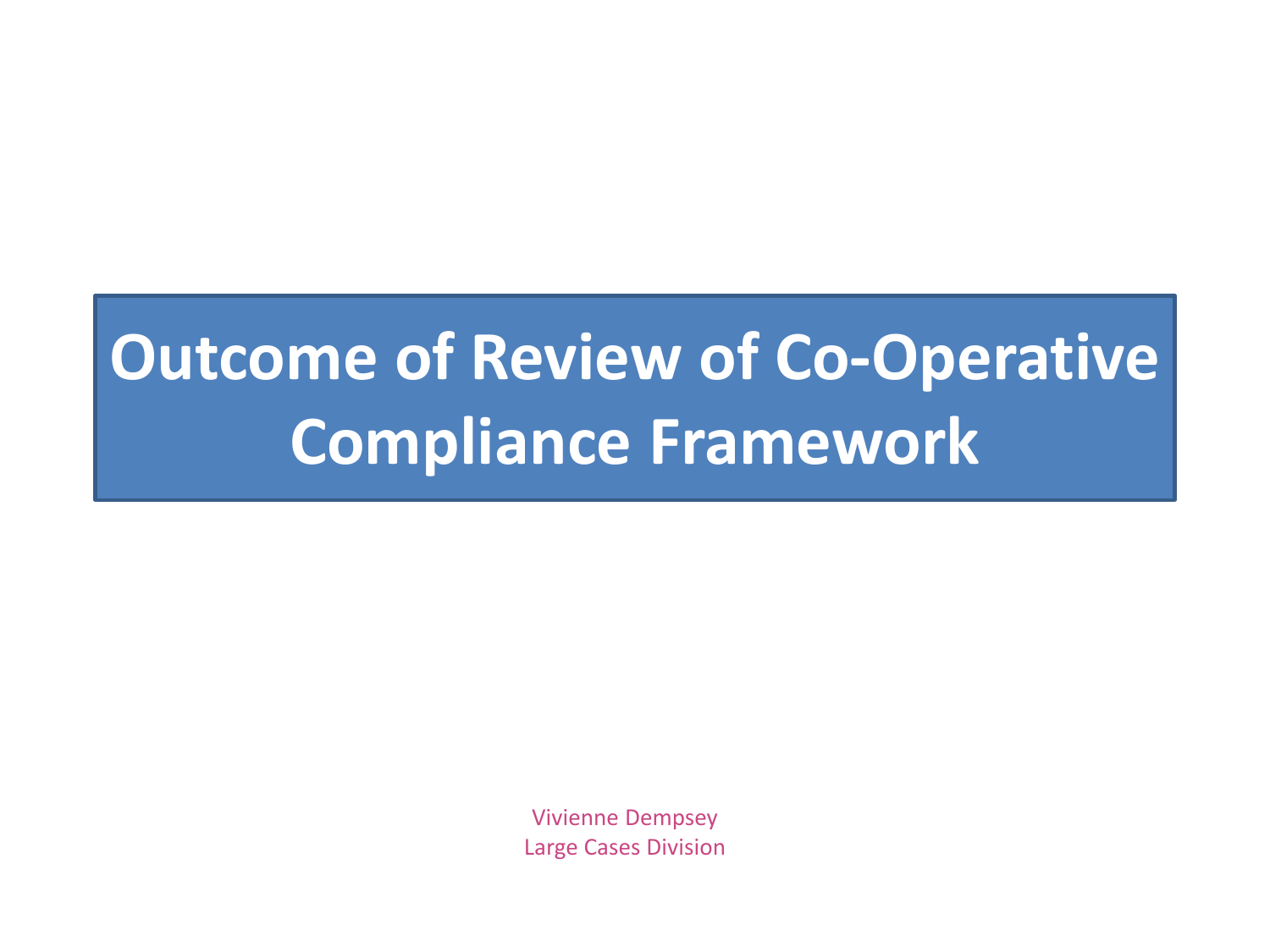# Outcome of Review of Co-Operative Compliance Framework

Vivienne Dempsey
Large Cases Division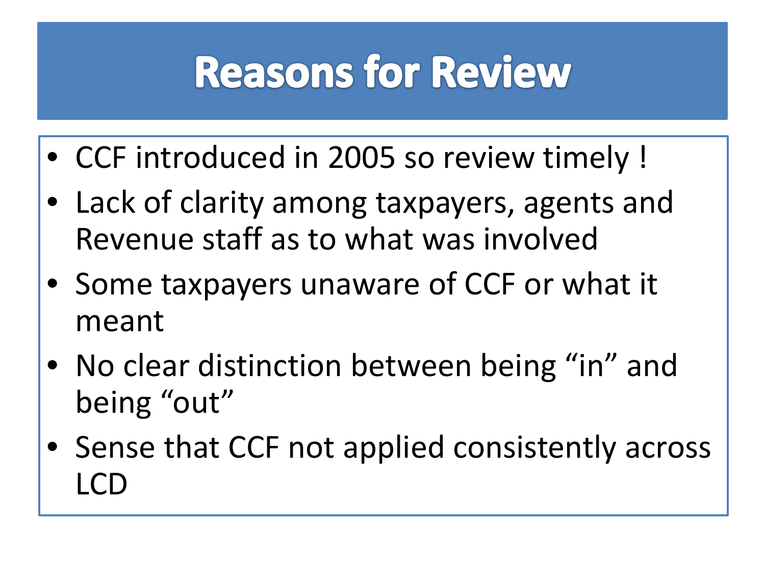# Reasons for Review

- CCF introduced in 2005 so review timely !
- Lack of clarity among taxpayers, agents and Revenue staff as to what was involved
- Some taxpayers unaware of CCF or what it meant
- No clear distinction between being "in" and being "out"
- Sense that CCF not applied consistently across LCD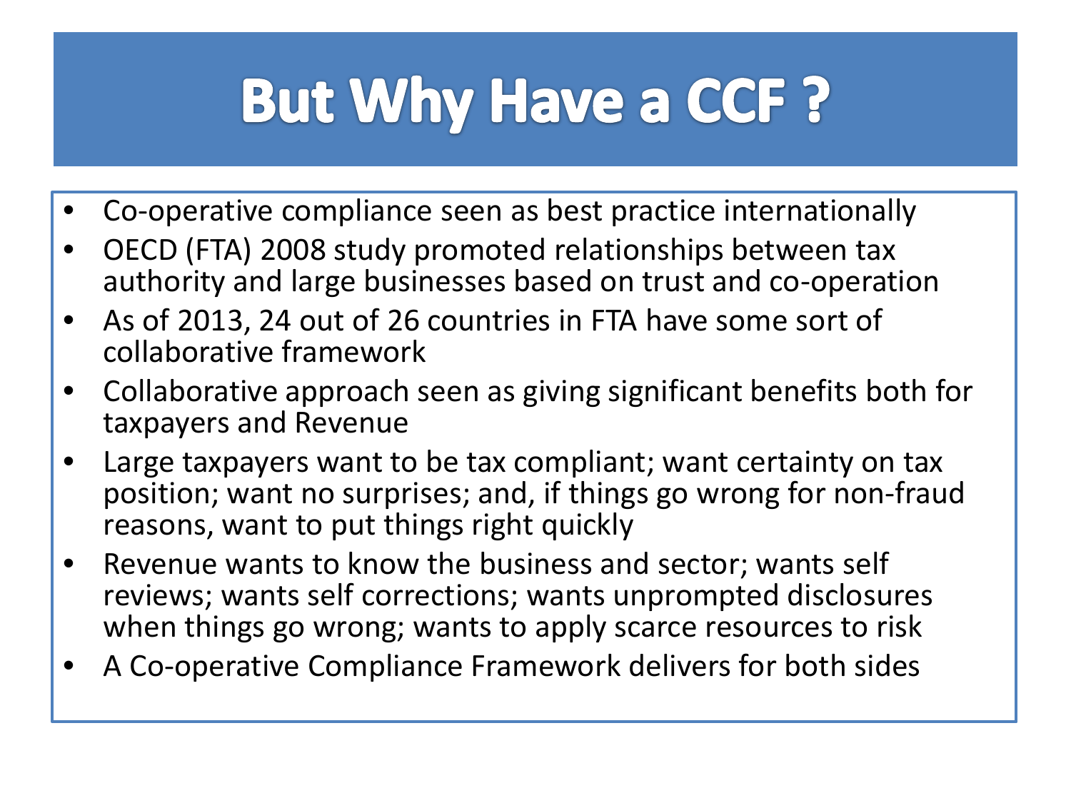# But Why Have a CCF ?

- Co-operative compliance seen as best practice internationally
- OECD (FTA) 2008 study promoted relationships between tax authority and large businesses based on trust and co-operation
- As of 2013, 24 out of 26 countries in FTA have some sort of collaborative framework
- Collaborative approach seen as giving significant benefits both for taxpayers and Revenue
- Large taxpayers want to be tax compliant; want certainty on tax position; want no surprises; and, if things go wrong for non-fraud reasons, want to put things right quickly
- Revenue wants to know the business and sector; wants self reviews; wants self corrections; wants unprompted disclosures when things go wrong; wants to apply scarce resources to risk
- A Co-operative Compliance Framework delivers for both sides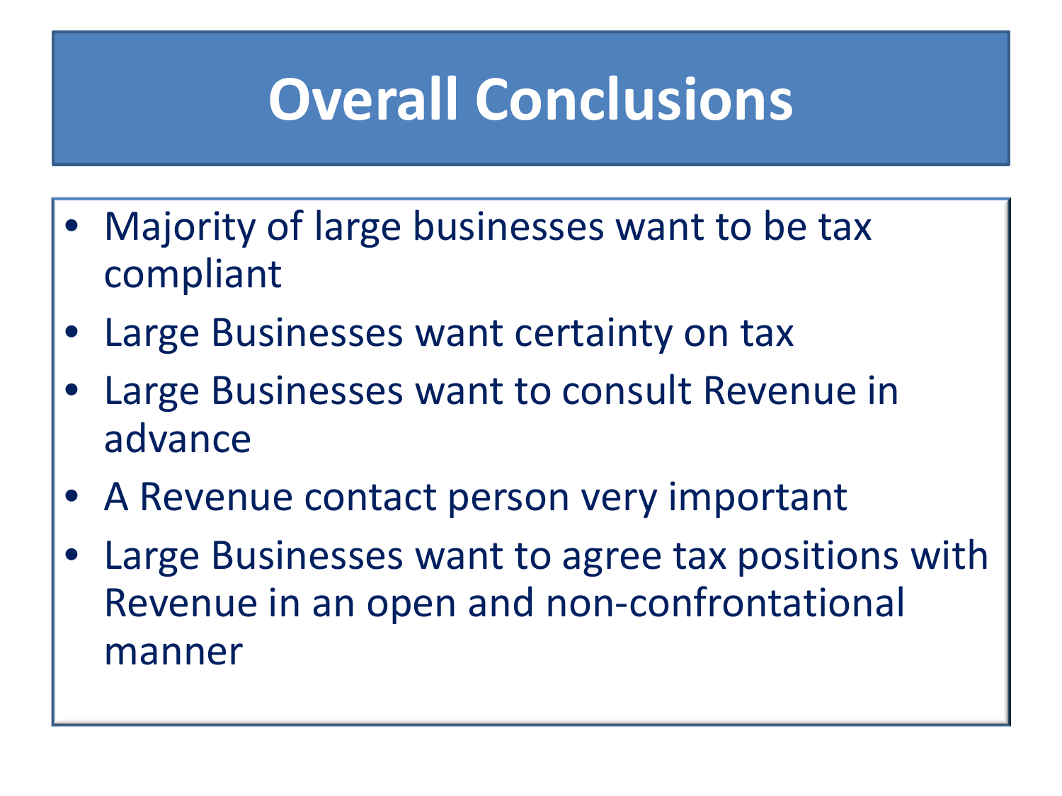# Overall Conclusions

- Majority of large businesses want to be tax compliant
- Large Businesses want certainty on tax
- Large Businesses want to consult Revenue in advance
- A Revenue contact person very important
- Large Businesses want to agree tax positions with Revenue in an open and non-confrontational manner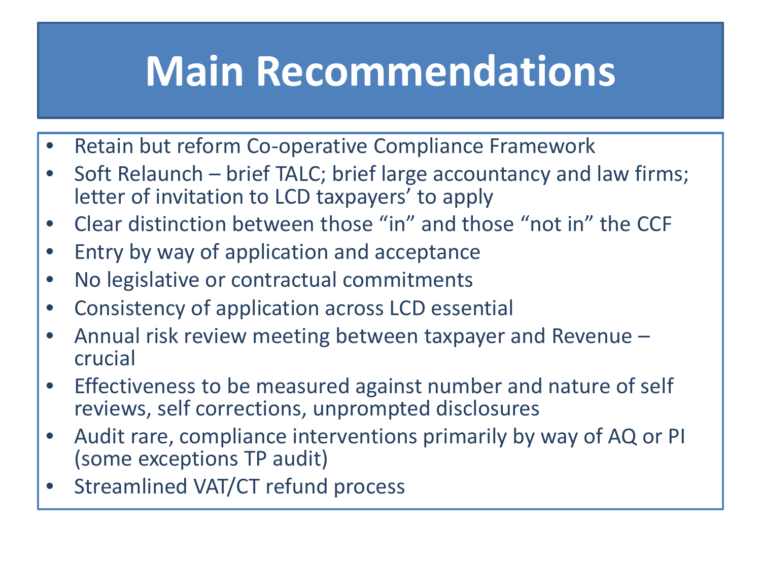# Main Recommendations

- Retain but reform Co-operative Compliance Framework
- Soft Relaunch – brief TALC; brief large accountancy and law firms; letter of invitation to LCD taxpayers' to apply
- Clear distinction between those "in" and those "not in" the CCF
- Entry by way of application and acceptance
- No legislative or contractual commitments
- Consistency of application across LCD essential
- Annual risk review meeting between taxpayer and Revenue – crucial
- Effectiveness to be measured against number and nature of self reviews, self corrections, unprompted disclosures
- Audit rare, compliance interventions primarily by way of AQ or PI (some exceptions TP audit)
- Streamlined VAT/CT refund process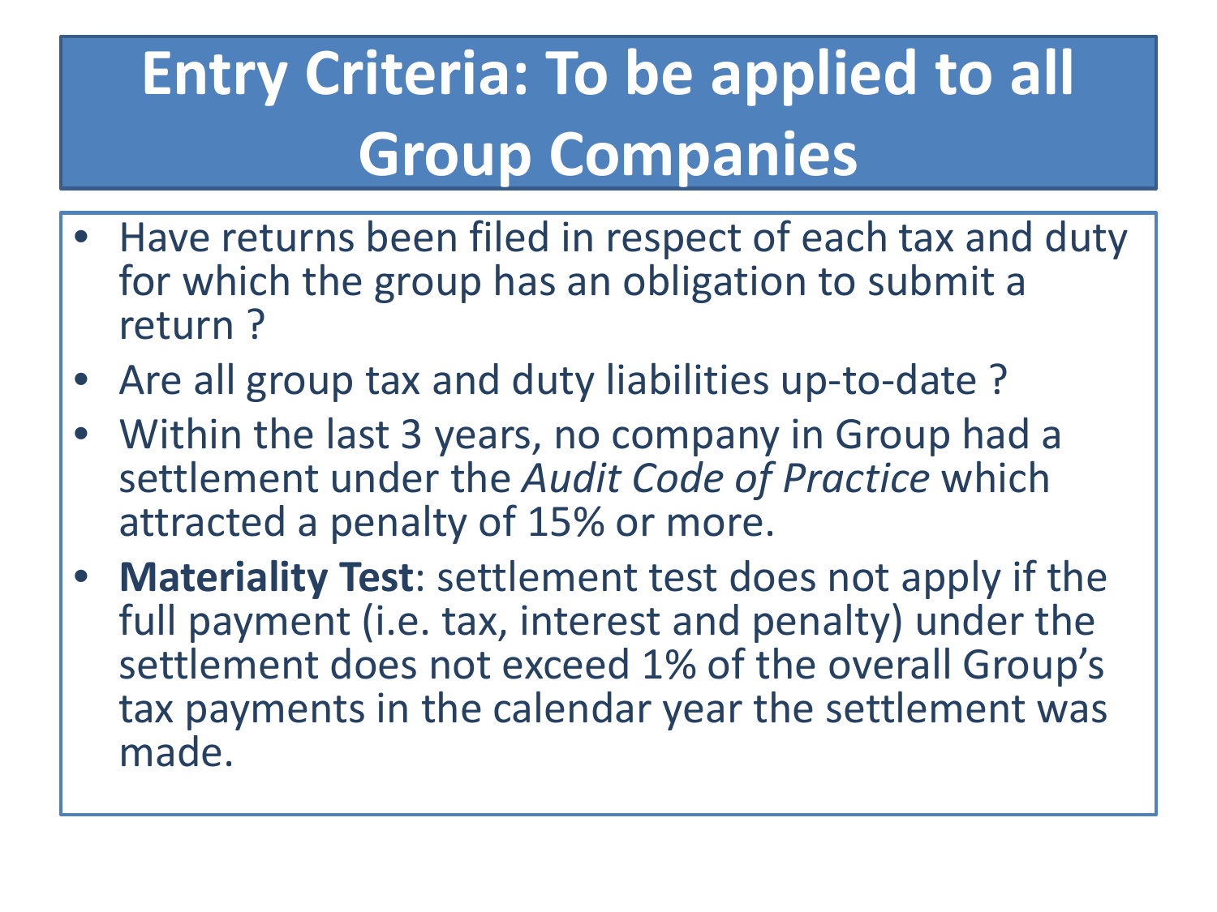# Entry Criteria: To be applied to all Group Companies

- Have returns been filed in respect of each tax and duty for which the group has an obligation to submit a return ?
- Are all group tax and duty liabilities up-to-date ?
- Within the last 3 years, no company in Group had a settlement under the *Audit Code of Practice* which attracted a penalty of 15% or more.
- **Materiality Test**: settlement test does not apply if the full payment (i.e. tax, interest and penalty) under the settlement does not exceed 1% of the overall Group's tax payments in the calendar year the settlement was made.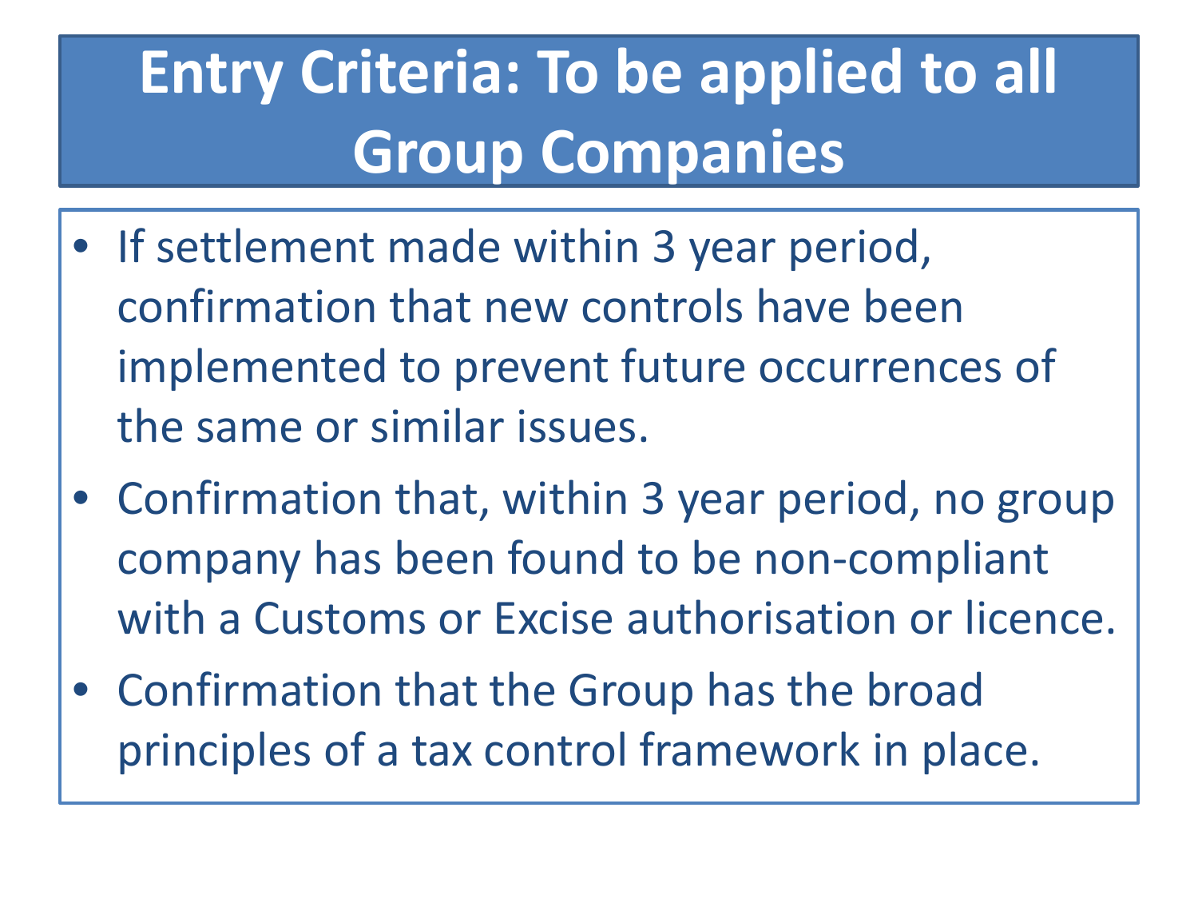# Entry Criteria: To be applied to all Group Companies

- If settlement made within 3 year period, confirmation that new controls have been implemented to prevent future occurrences of the same or similar issues.
- Confirmation that, within 3 year period, no group company has been found to be non-compliant with a Customs or Excise authorisation or licence.
- Confirmation that the Group has the broad principles of a tax control framework in place.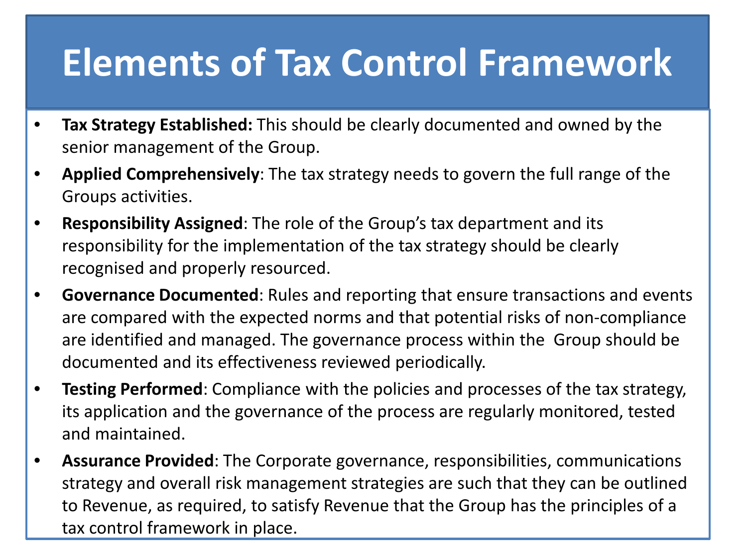# Elements of Tax Control Framework

- **Tax Strategy Established:** This should be clearly documented and owned by the senior management of the Group.
- **Applied Comprehensively**: The tax strategy needs to govern the full range of the Groups activities.
- **Responsibility Assigned**: The role of the Group's tax department and its responsibility for the implementation of the tax strategy should be clearly recognised and properly resourced.
- **Governance Documented**: Rules and reporting that ensure transactions and events are compared with the expected norms and that potential risks of non-compliance are identified and managed. The governance process within the Group should be documented and its effectiveness reviewed periodically.
- **Testing Performed**: Compliance with the policies and processes of the tax strategy, its application and the governance of the process are regularly monitored, tested and maintained.
- **Assurance Provided**: The Corporate governance, responsibilities, communications strategy and overall risk management strategies are such that they can be outlined to Revenue, as required, to satisfy Revenue that the Group has the principles of a tax control framework in place.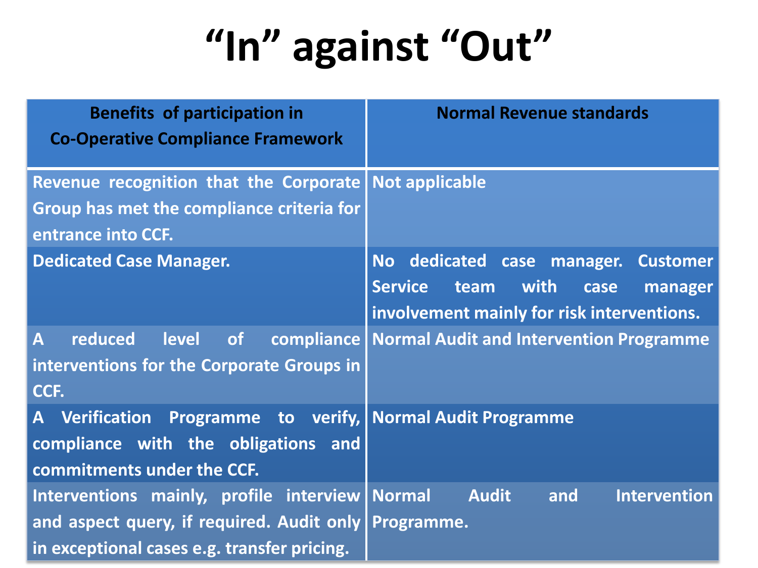# "In" against "Out"

| Benefits of participation in Co-Operative Compliance Framework | Normal Revenue standards |
| --- | --- |
| Revenue recognition that the Corporate Group has met the compliance criteria for entrance into CCF. | Not applicable |
| Dedicated Case Manager. | No dedicated case manager. Customer Service team with case manager involvement mainly for risk interventions. |
| A reduced level of compliance interventions for the Corporate Groups in CCF. | Normal Audit and Intervention Programme |
| A Verification Programme to verify, compliance with the obligations and commitments under the CCF. | Normal Audit Programme |
| Interventions mainly, profile interview and aspect query, if required. Audit only in exceptional cases e.g. transfer pricing. | Normal Audit and Intervention Programme. |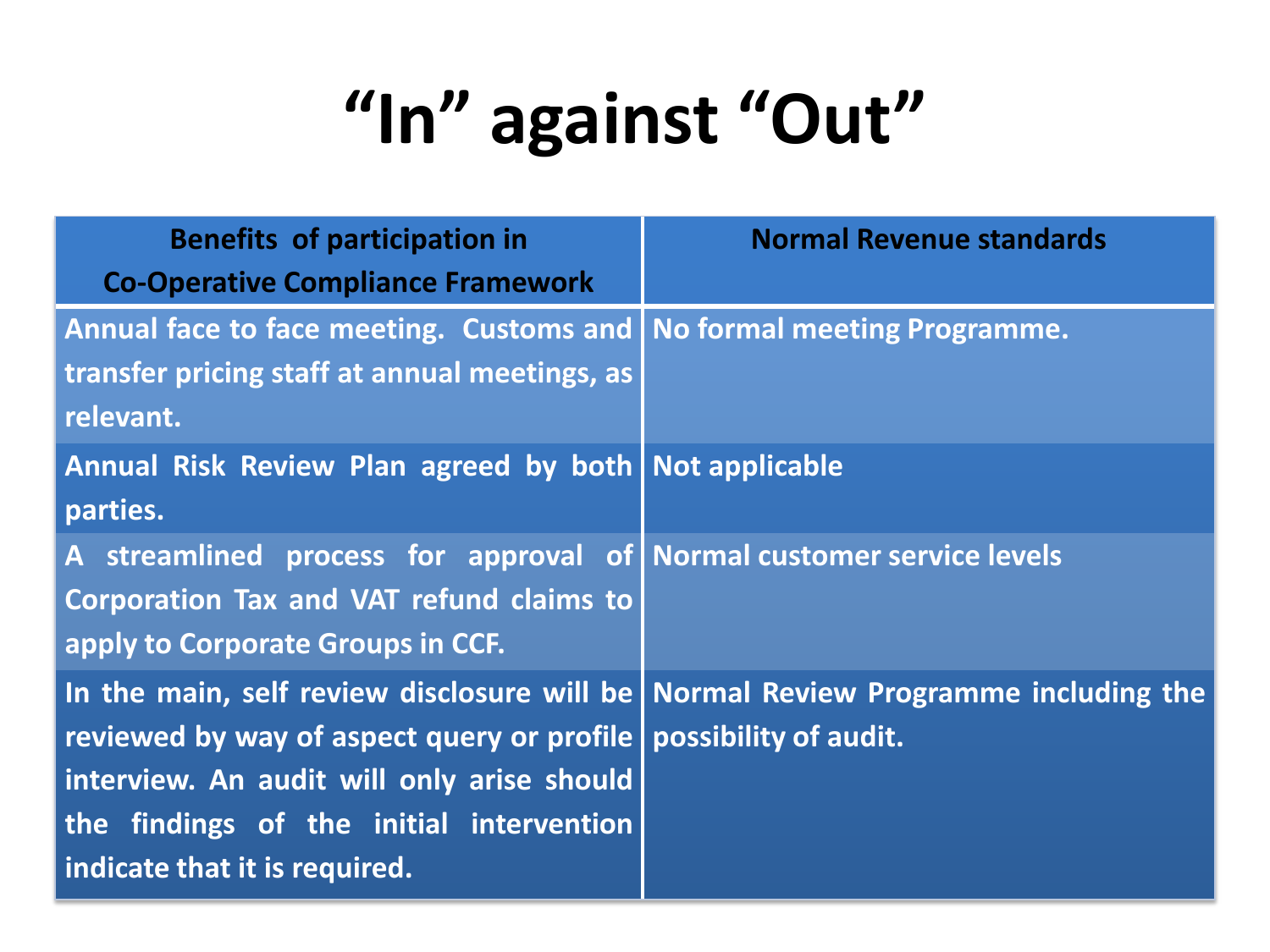# “In” against “Out”

| Benefits of participation in Co-Operative Compliance Framework | Normal Revenue standards |
| --- | --- |
| Annual face to face meeting. Customs and transfer pricing staff at annual meetings, as relevant. | No formal meeting Programme. |
| Annual Risk Review Plan agreed by both parties. | Not applicable |
| A streamlined process for approval of Corporation Tax and VAT refund claims to apply to Corporate Groups in CCF. | Normal customer service levels |
| In the main, self review disclosure will be reviewed by way of aspect query or profile interview. An audit will only arise should the findings of the initial intervention indicate that it is required. | Normal Review Programme including the possibility of audit. |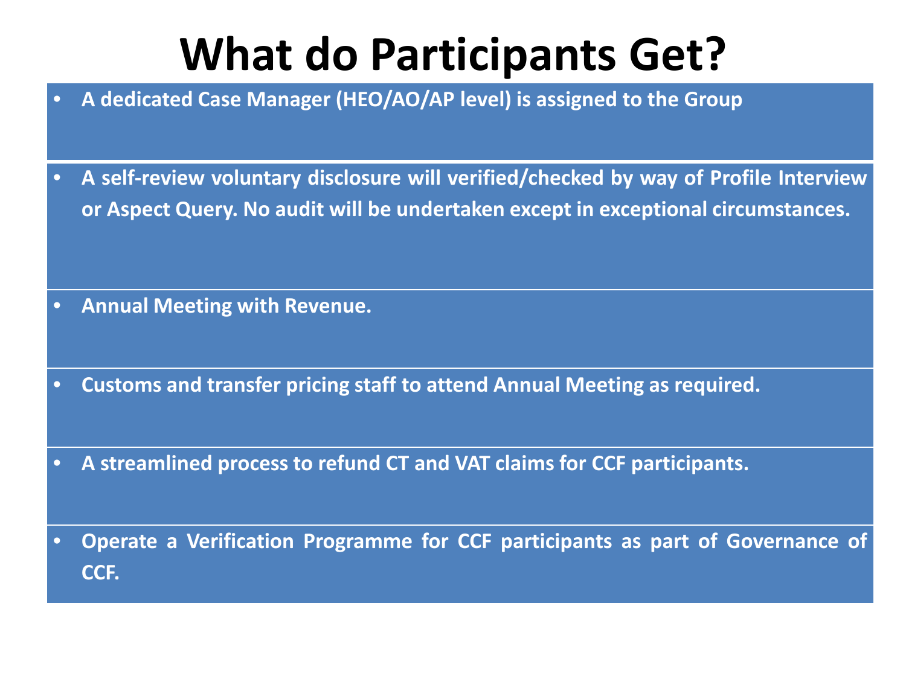# What do Participants Get?

- **A dedicated Case Manager (HEO/AO/AP level) is assigned to the Group**
- **A self-review voluntary disclosure will verified/checked by way of Profile Interview or Aspect Query. No audit will be undertaken except in exceptional circumstances.**
- **Annual Meeting with Revenue.**
- **Customs and transfer pricing staff to attend Annual Meeting as required.**
- **A streamlined process to refund CT and VAT claims for CCF participants.**
- **Operate a Verification Programme for CCF participants as part of Governance of CCF.**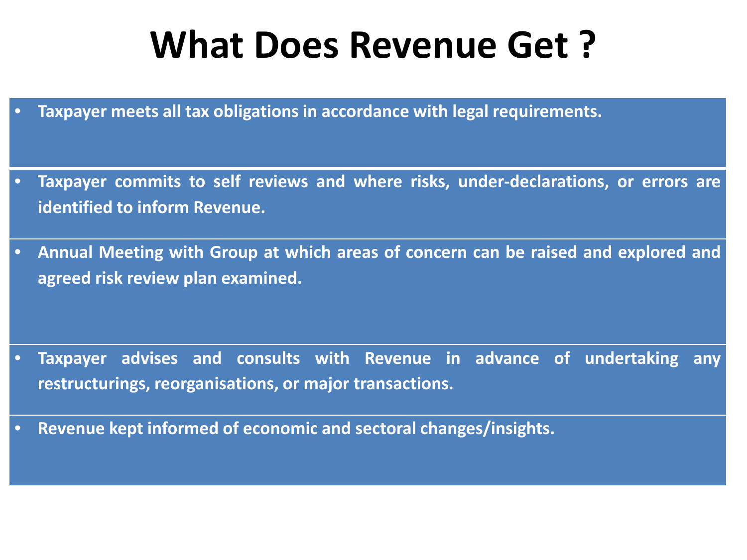# What Does Revenue Get ?

- **Taxpayer meets all tax obligations in accordance with legal requirements.**
- **Taxpayer commits to self reviews and where risks, under-declarations, or errors are identified to inform Revenue.**
- **Annual Meeting with Group at which areas of concern can be raised and explored and agreed risk review plan examined.**
- **Taxpayer advises and consults with Revenue in advance of undertaking any restructurings, reorganisations, or major transactions.**
- **Revenue kept informed of economic and sectoral changes/insights.**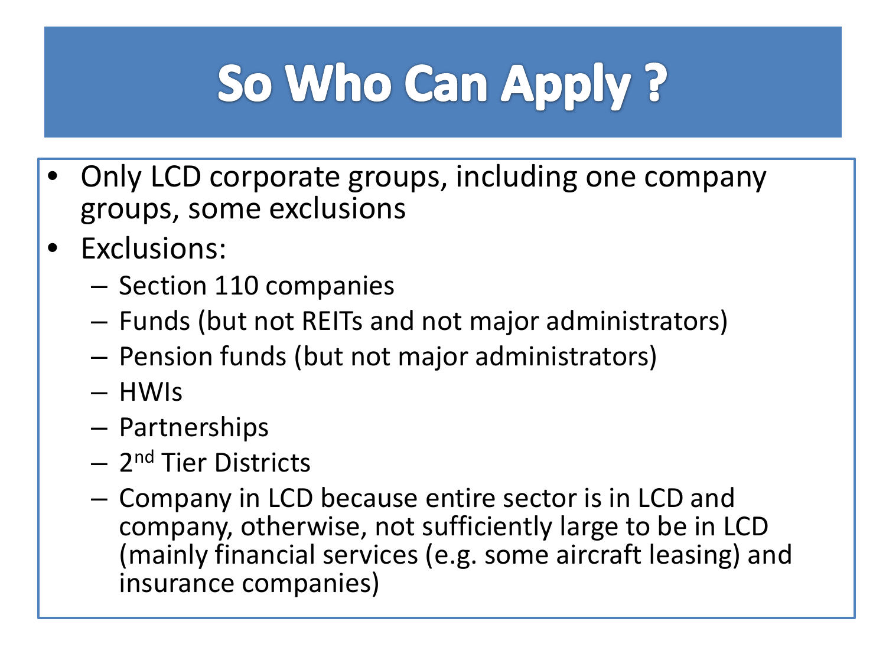# So Who Can Apply ?

- Only LCD corporate groups, including one company groups, some exclusions
- Exclusions:
  - Section 110 companies
  - Funds (but not REITs and not major administrators)
  - Pension funds (but not major administrators)
  - HWIs
  - Partnerships
  - $2^{nd}$ Tier Districts
  - Company in LCD because entire sector is in LCD and company, otherwise, not sufficiently large to be in LCD (mainly financial services (e.g. some aircraft leasing) and insurance companies)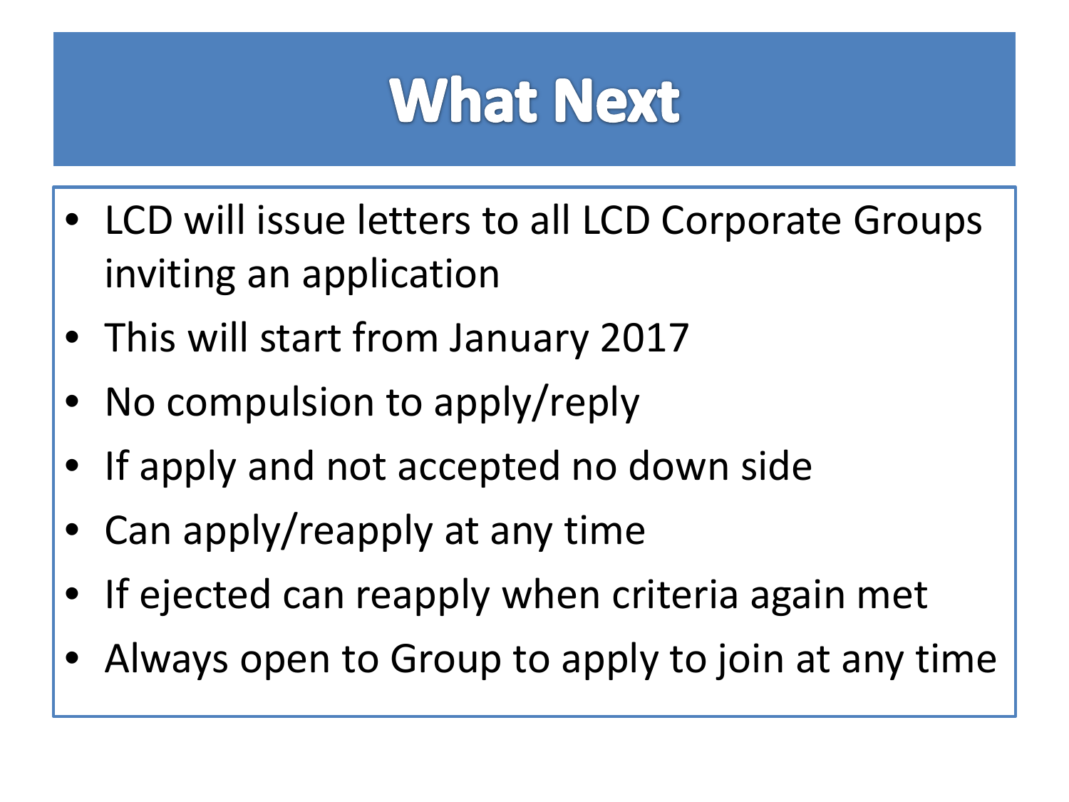# What Next

- LCD will issue letters to all LCD Corporate Groups inviting an application
- This will start from January 2017
- No compulsion to apply/reply
- If apply and not accepted no down side
- Can apply/reapply at any time
- If ejected can reapply when criteria again met
- Always open to Group to apply to join at any time